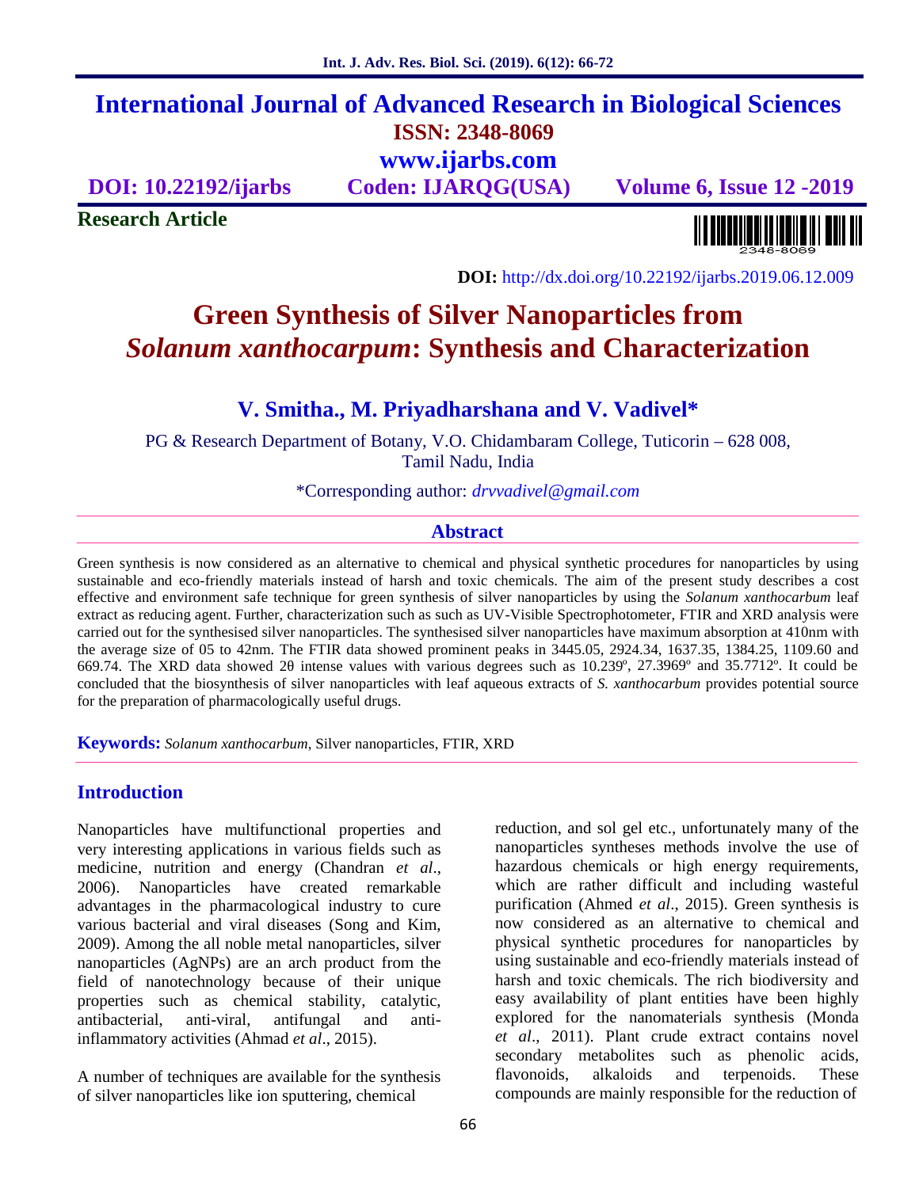# International Journal of Advanced Research in Biological Sciences

**ISSN: 2348-8069**

**www.ijarbs.com**

**DOI: 10.22192/ijarbs** **Coden: IJARQG(USA)** **Volume 6, Issue 12 -2019**

**Research Article**

**DOI:** http://dx.doi.org/10.22192/ijarbs.2019.06.12.009

# Green Synthesis of Silver Nanoparticles from *Solanum xanthocarpum*: Synthesis and Characterization

## V. Smitha., M. Priyadharshana and V. Vadivel*

PG & Research Department of Botany, V.O. Chidambaram College, Tuticorin – 628 008, Tamil Nadu, India

*Corresponding author: *drvvadivel@gmail.com*

## Abstract

Green synthesis is now considered as an alternative to chemical and physical synthetic procedures for nanoparticles by using sustainable and eco-friendly materials instead of harsh and toxic chemicals. The aim of the present study describes a cost effective and environment safe technique for green synthesis of silver nanoparticles by using the *Solanum xanthocarbum* leaf extract as reducing agent. Further, characterization such as such as UV-Visible Spectrophotometer, FTIR and XRD analysis were carried out for the synthesised silver nanoparticles. The synthesised silver nanoparticles have maximum absorption at 410nm with the average size of 05 to 42nm. The FTIR data showed prominent peaks in 3445.05, 2924.34, 1637.35, 1384.25, 1109.60 and 669.74. The XRD data showed 2θ intense values with various degrees such as 10.239º, 27.3969º and 35.7712º. It could be concluded that the biosynthesis of silver nanoparticles with leaf aqueous extracts of *S. xanthocarbum* provides potential source for the preparation of pharmacologically useful drugs.

**Keywords:** *Solanum xanthocarbum*, Silver nanoparticles, FTIR, XRD

## Introduction

Nanoparticles have multifunctional properties and very interesting applications in various fields such as medicine, nutrition and energy (Chandran *et al*., 2006). Nanoparticles have created remarkable advantages in the pharmacological industry to cure various bacterial and viral diseases (Song and Kim, 2009). Among the all noble metal nanoparticles, silver nanoparticles (AgNPs) are an arch product from the field of nanotechnology because of their unique properties such as chemical stability, catalytic, antibacterial, anti-viral, antifungal and anti-inflammatory activities (Ahmad *et al*., 2015).

A number of techniques are available for the synthesis of silver nanoparticles like ion sputtering, chemical reduction, and sol gel etc., unfortunately many of the nanoparticles syntheses methods involve the use of hazardous chemicals or high energy requirements, which are rather difficult and including wasteful purification (Ahmed *et al*., 2015). Green synthesis is now considered as an alternative to chemical and physical synthetic procedures for nanoparticles by using sustainable and eco-friendly materials instead of harsh and toxic chemicals. The rich biodiversity and easy availability of plant entities have been highly explored for the nanomaterials synthesis (Monda *et al*., 2011). Plant crude extract contains novel secondary metabolites such as phenolic acids, flavonoids, alkaloids and terpenoids. These compounds are mainly responsible for the reduction of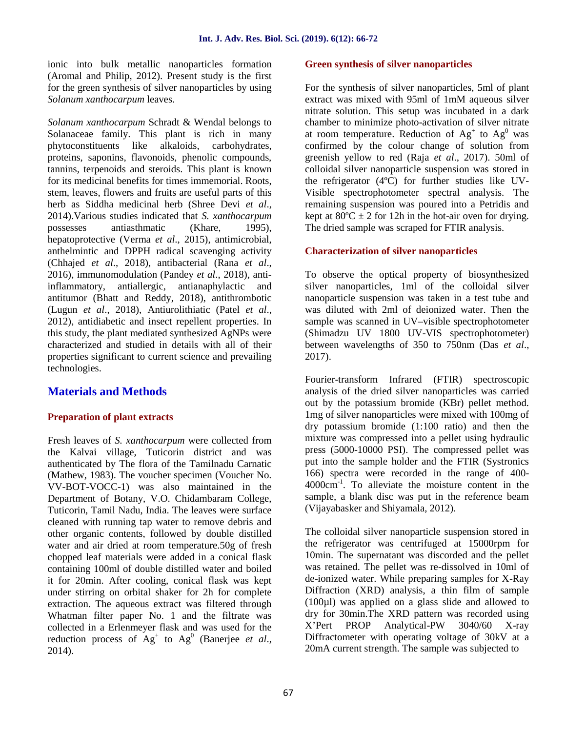ionic into bulk metallic nanoparticles formation (Aromal and Philip, 2012). Present study is the first for the green synthesis of silver nanoparticles by using *Solanum xanthocarpum* leaves.

*Solanum xanthocarpum* Schradt & Wendal belongs to Solanaceae family. This plant is rich in many phytoconstituents like alkaloids, carbohydrates, proteins, saponins, flavonoids, phenolic compounds, tannins, terpenoids and steroids. This plant is known for its medicinal benefits for times immemorial. Roots, stem, leaves, flowers and fruits are useful parts of this herb as Siddha medicinal herb (Shree Devi *et al*., 2014).Various studies indicated that *S. xanthocarpum* possesses antiasthmatic (Khare, 1995), hepatoprotective (Verma *et al*., 2015), antimicrobial, anthelmintic and DPPH radical scavenging activity (Chhajed *et al*., 2018), antibacterial (Rana *et al*., 2016), immunomodulation (Pandey *et al*., 2018), anti-inflammatory, antiallergic, antianaphylactic and antitumor (Bhatt and Reddy, 2018), antithrombotic (Lugun *et al*., 2018), Antiurolithiatic (Patel *et al*., 2012), antidiabetic and insect repellent properties. In this study, the plant mediated synthesized AgNPs were characterized and studied in details with all of their properties significant to current science and prevailing technologies.

## Materials and Methods

### Preparation of plant extracts

Fresh leaves of *S. xanthocarpum* were collected from the Kalvai village, Tuticorin district and was authenticated by The flora of the Tamilnadu Carnatic (Mathew, 1983). The voucher specimen (Voucher No. VV-BOT-VOCC-1) was also maintained in the Department of Botany, V.O. Chidambaram College, Tuticorin, Tamil Nadu, India. The leaves were surface cleaned with running tap water to remove debris and other organic contents, followed by double distilled water and air dried at room temperature.50g of fresh chopped leaf materials were added in a conical flask containing 100ml of double distilled water and boiled it for 20min. After cooling, conical flask was kept under stirring on orbital shaker for 2h for complete extraction. The aqueous extract was filtered through Whatman filter paper No. 1 and the filtrate was collected in a Erlenmeyer flask and was used for the reduction process of $Ag^{+}$ to $Ag^{0}$ (Banerjee *et al*., 2014).

### Green synthesis of silver nanoparticles

For the synthesis of silver nanoparticles, 5ml of plant extract was mixed with 95ml of 1mM aqueous silver nitrate solution. This setup was incubated in a dark chamber to minimize photo-activation of silver nitrate at room temperature. Reduction of $Ag^{+}$ to $Ag^{0}$ was confirmed by the colour change of solution from greenish yellow to red (Raja *et al*., 2017). 50ml of colloidal silver nanoparticle suspension was stored in the refrigerator (4ºC) for further studies like UV-Visible spectrophotometer spectral analysis. The remaining suspension was poured into a Petridis and kept at 80ºC ± 2 for 12h in the hot-air oven for drying. The dried sample was scraped for FTIR analysis.

### Characterization of silver nanoparticles

To observe the optical property of biosynthesized silver nanoparticles, 1ml of the colloidal silver nanoparticle suspension was taken in a test tube and was diluted with 2ml of deionized water. Then the sample was scanned in UV–visible spectrophotometer (Shimadzu UV 1800 UV-VIS spectrophotometer) between wavelengths of 350 to 750nm (Das *et al*., 2017).

Fourier-transform Infrared (FTIR) spectroscopic analysis of the dried silver nanoparticles was carried out by the potassium bromide (KBr) pellet method. 1mg of silver nanoparticles were mixed with 100mg of dry potassium bromide (1:100 ratio) and then the mixture was compressed into a pellet using hydraulic press (5000-10000 PSI). The compressed pellet was put into the sample holder and the FTIR (Systronics 166) spectra were recorded in the range of 400-4000$cm^{-1}$. To alleviate the moisture content in the sample, a blank disc was put in the reference beam (Vijayabasker and Shiyamala, 2012).

The colloidal silver nanoparticle suspension stored in the refrigerator was centrifuged at 15000rpm for 10min. The supernatant was discorded and the pellet was retained. The pellet was re-dissolved in 10ml of de-ionized water. While preparing samples for X-Ray Diffraction (XRD) analysis, a thin film of sample (100µl) was applied on a glass slide and allowed to dry for 30min.The XRD pattern was recorded using X'Pert PROP Analytical-PW 3040/60 X-ray Diffractometer with operating voltage of 30kV at a 20mA current strength. The sample was subjected to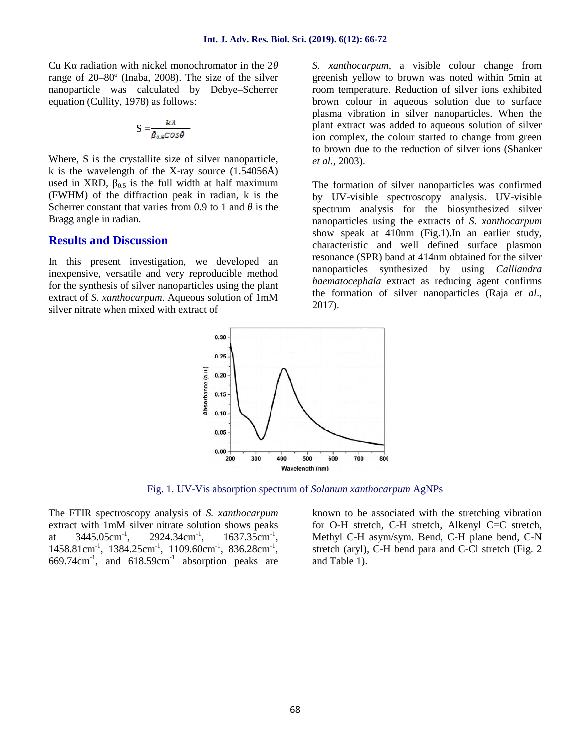Cu Kα radiation with nickel monochromator in the $2\theta$ range of 20–80º (Inaba, 2008). The size of the silver nanoparticle was calculated by Debye–Scherrer equation (Cullity, 1978) as follows:

$$S = \frac{k\lambda}{\beta_{0.5}\cos\theta}$$

Where, S is the crystallite size of silver nanoparticle, k is the wavelength of the X-ray source (1.54056Å) used in XRD, $\beta_{0.5}$ is the full width at half maximum (FWHM) of the diffraction peak in radian, k is the Scherrer constant that varies from 0.9 to 1 and $\theta$ is the Bragg angle in radian.

## Results and Discussion

In this present investigation, we developed an inexpensive, versatile and very reproducible method for the synthesis of silver nanoparticles using the plant extract of *S. xanthocarpum*. Aqueous solution of 1mM silver nitrate when mixed with extract of *S. xanthocarpum*, a visible colour change from greenish yellow to brown was noted within 5min at room temperature. Reduction of silver ions exhibited brown colour in aqueous solution due to surface plasma vibration in silver nanoparticles. When the plant extract was added to aqueous solution of silver ion complex, the colour started to change from green to brown due to the reduction of silver ions (Shanker *et al.*, 2003).

The formation of silver nanoparticles was confirmed by UV-visible spectroscopy analysis. UV-visible spectrum analysis for the biosynthesized silver nanoparticles using the extracts of *S. xanthocarpum* show speak at 410nm (Fig.1).In an earlier study, characteristic and well defined surface plasmon resonance (SPR) band at 414nm obtained for the silver nanoparticles synthesized by using *Calliandra haematocephala* extract as reducing agent confirms the formation of silver nanoparticles (Raja *et al*., 2017).

Fig. 1. UV-Vis absorption spectrum of *Solanum xanthocarpum* AgNPs

The FTIR spectroscopy analysis of *S. xanthocarpum* extract with 1mM silver nitrate solution shows peaks at 3445.05cm$^{-1}$, 2924.34cm$^{-1}$, 1637.35cm$^{-1}$, 1458.81cm$^{-1}$, 1384.25cm$^{-1}$, 1109.60cm$^{-1}$, 836.28cm$^{-1}$, 669.74cm$^{-1}$, and 618.59cm$^{-1}$ absorption peaks are known to be associated with the stretching vibration for O-H stretch, C-H stretch, Alkenyl C=C stretch, Methyl C-H asym/sym. Bend, C-H plane bend, C-N stretch (aryl), C-H bend para and C-Cl stretch (Fig. 2 and Table 1).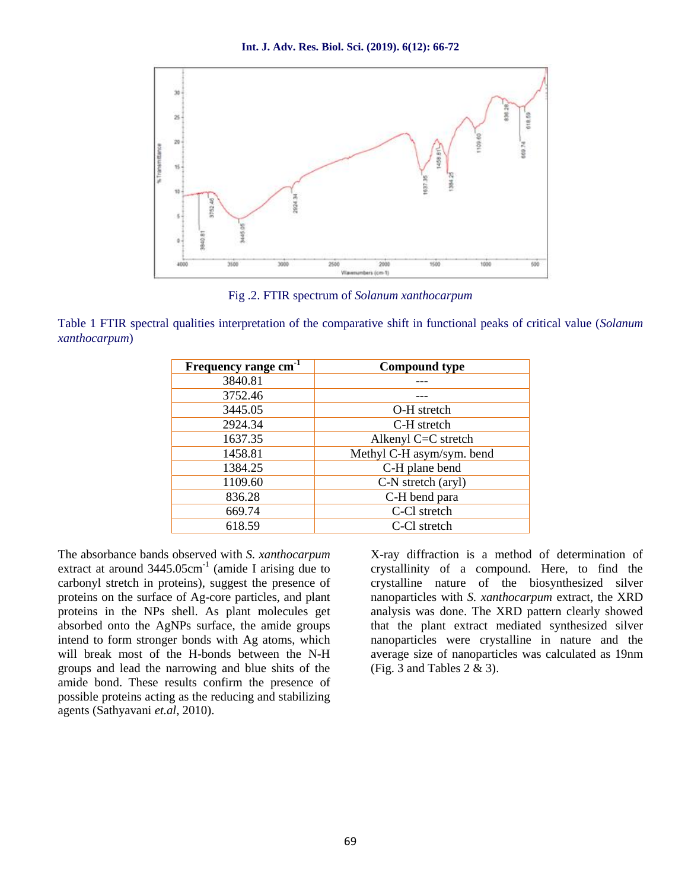Fig .2. FTIR spectrum of *Solanum xanthocarpum*

Table 1 FTIR spectral qualities interpretation of the comparative shift in functional peaks of critical value (*Solanum xanthocarpum*)

| Frequency range $cm^{-1}$ | Compound type |
|---|---|
| 3840.81 | --- |
| 3752.46 | --- |
| 3445.05 | O-H stretch |
| 2924.34 | C-H stretch |
| 1637.35 | Alkenyl C=C stretch |
| 1458.81 | Methyl C-H asym/sym. bend |
| 1384.25 | C-H plane bend |
| 1109.60 | C-N stretch (aryl) |
| 836.28 | C-H bend para |
| 669.74 | C-Cl stretch |
| 618.59 | C-Cl stretch |

The absorbance bands observed with *S. xanthocarpum* extract at around 3445.05$cm^{-1}$ (amide I arising due to carbonyl stretch in proteins), suggest the presence of proteins on the surface of Ag-core particles, and plant proteins in the NPs shell. As plant molecules get absorbed onto the AgNPs surface, the amide groups intend to form stronger bonds with Ag atoms, which will break most of the H-bonds between the N-H groups and lead the narrowing and blue shits of the amide bond. These results confirm the presence of possible proteins acting as the reducing and stabilizing agents (Sathyavani *et.al*, 2010).

X-ray diffraction is a method of determination of crystallinity of a compound. Here, to find the crystalline nature of the biosynthesized silver nanoparticles with *S. xanthocarpum* extract, the XRD analysis was done. The XRD pattern clearly showed that the plant extract mediated synthesized silver nanoparticles were crystalline in nature and the average size of nanoparticles was calculated as 19nm (Fig. 3 and Tables 2 & 3).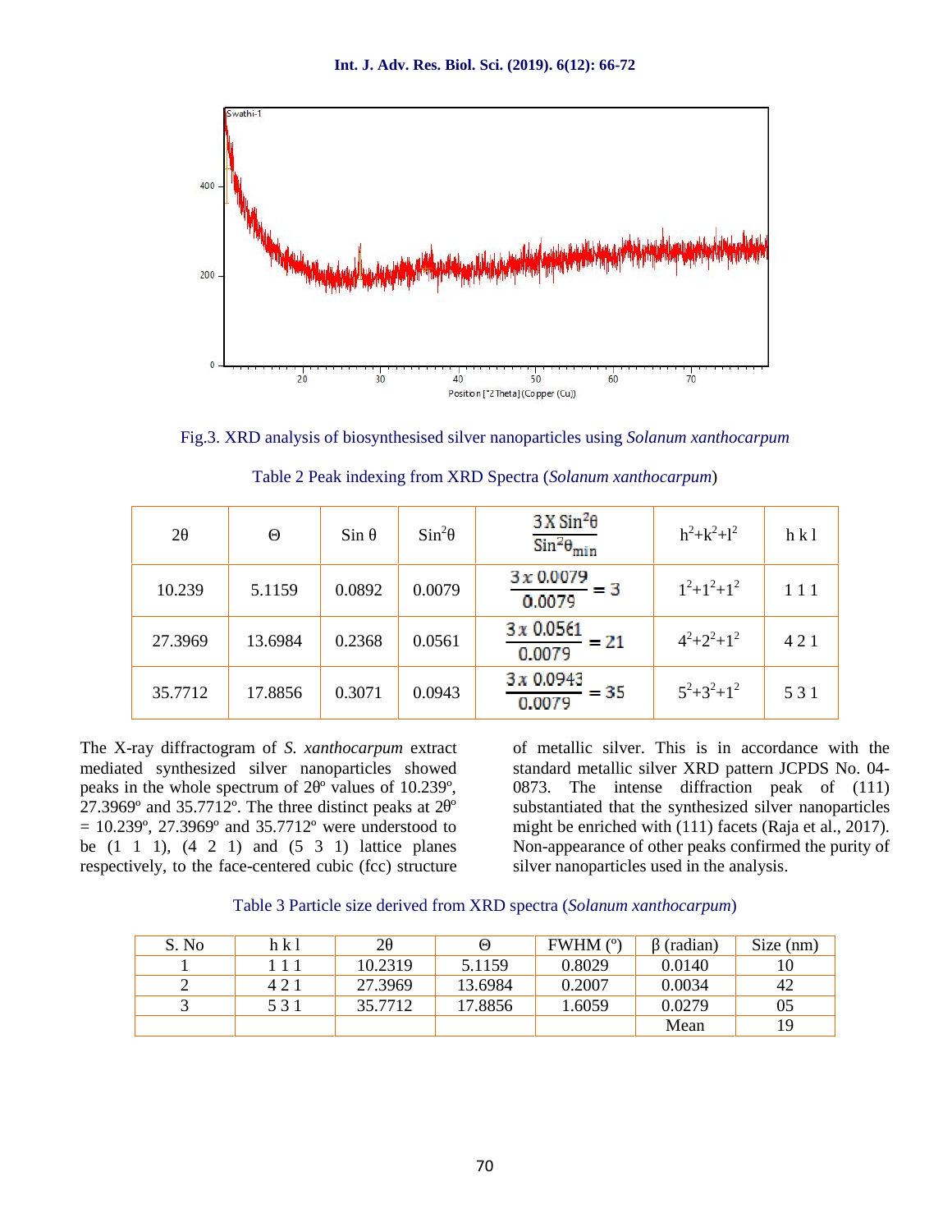Fig.3. XRD analysis of biosynthesised silver nanoparticles using *Solanum xanthocarpum*

Table 2 Peak indexing from XRD Spectra (*Solanum xanthocarpum*)

| $2\theta$ | $\Theta$ | Sin $\theta$ | $\sin^2\theta$ | $\frac{3 \times \sin^2\theta}{\sin^2\theta_{min}}$ | $h^2+k^2+l^2$ | h k l |
|---|---|---|---|---|---|---|
| 10.239 | 5.1159 | 0.0892 | 0.0079 | $\frac{3 \times 0.0079}{0.0079} = 3$ | $1^2+1^2+1^2$ | 1 1 1 |
| 27.3969 | 13.6984 | 0.2368 | 0.0561 | $\frac{3 \times 0.0561}{0.0079} = 21$ | $4^2+2^2+1^2$ | 4 2 1 |
| 35.7712 | 17.8856 | 0.3071 | 0.0943 | $\frac{3 \times 0.0943}{0.0079} = 35$ | $5^2+3^2+1^2$ | 5 3 1 |

The X-ray diffractogram of *S. xanthocarpum* extract mediated synthesized silver nanoparticles showed peaks in the whole spectrum of 2θº values of 10.239º, 27.3969º and 35.7712º. The three distinct peaks at 2θº = 10.239º, 27.3969º and 35.7712º were understood to be (1 1 1), (4 2 1) and (5 3 1) lattice planes respectively, to the face-centered cubic (fcc) structure of metallic silver. This is in accordance with the standard metallic silver XRD pattern JCPDS No. 04-0873. The intense diffraction peak of (111) substantiated that the synthesized silver nanoparticles might be enriched with (111) facets (Raja et al., 2017). Non-appearance of other peaks confirmed the purity of silver nanoparticles used in the analysis.

Table 3 Particle size derived from XRD spectra (*Solanum xanthocarpum*)

| S. No | h k l | 2θ | Θ | FWHM (º) | β (radian) | Size (nm) |
|---|---|---|---|---|---|---|
| 1 | 1 1 1 | 10.2319 | 5.1159 | 0.8029 | 0.0140 | 10 |
| 2 | 4 2 1 | 27.3969 | 13.6984 | 0.2007 | 0.0034 | 42 |
| 3 | 5 3 1 | 35.7712 | 17.8856 | 1.6059 | 0.0279 | 05 |
| | | | | | Mean | 19 |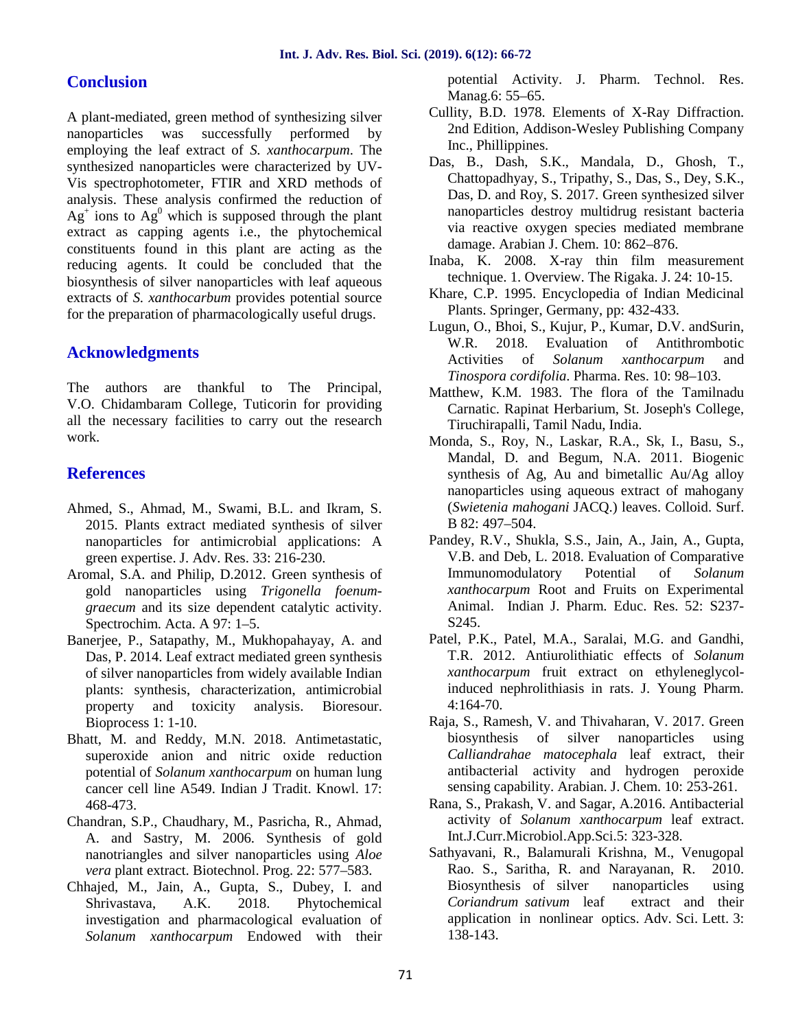## Conclusion

A plant-mediated, green method of synthesizing silver nanoparticles was successfully performed by employing the leaf extract of *S. xanthocarpum*. The synthesized nanoparticles were characterized by UV-Vis spectrophotometer, FTIR and XRD methods of analysis. These analysis confirmed the reduction of $Ag^+$ ions to $Ag^0$ which is supposed through the plant extract as capping agents i.e., the phytochemical constituents found in this plant are acting as the reducing agents. It could be concluded that the biosynthesis of silver nanoparticles with leaf aqueous extracts of *S. xanthocarbum* provides potential source for the preparation of pharmacologically useful drugs.

## Acknowledgments

The authors are thankful to The Principal, V.O. Chidambaram College, Tuticorin for providing all the necessary facilities to carry out the research work.

## References

Ahmed, S., Ahmad, M., Swami, B.L. and Ikram, S. 2015. Plants extract mediated synthesis of silver nanoparticles for antimicrobial applications: A green expertise. J. Adv. Res. 33: 216-230.

Aromal, S.A. and Philip, D.2012. Green synthesis of gold nanoparticles using *Trigonella foenum-graecum* and its size dependent catalytic activity. Spectrochim. Acta. A 97: 1–5.

Banerjee, P., Satapathy, M., Mukhopahayay, A. and Das, P. 2014. Leaf extract mediated green synthesis of silver nanoparticles from widely available Indian plants: synthesis, characterization, antimicrobial property and toxicity analysis. Bioresour. Bioprocess 1: 1-10.

Bhatt, M. and Reddy, M.N. 2018. Antimetastatic, superoxide anion and nitric oxide reduction potential of *Solanum xanthocarpum* on human lung cancer cell line A549. Indian J Tradit. Knowl. 17: 468-473.

Chandran, S.P., Chaudhary, M., Pasricha, R., Ahmad, A. and Sastry, M. 2006. Synthesis of gold nanotriangles and silver nanoparticles using *Aloe vera* plant extract. Biotechnol. Prog. 22: 577–583.

Chhajed, M., Jain, A., Gupta, S., Dubey, I. and Shrivastava, A.K. 2018. Phytochemical investigation and pharmacological evaluation of *Solanum xanthocarpum* Endowed with their potential Activity. J. Pharm. Technol. Res. Manag.6: 55–65.

Cullity, B.D. 1978. Elements of X-Ray Diffraction. 2nd Edition, Addison-Wesley Publishing Company Inc., Phillippines.

Das, B., Dash, S.K., Mandala, D., Ghosh, T., Chattopadhyay, S., Tripathy, S., Das, S., Dey, S.K., Das, D. and Roy, S. 2017. Green synthesized silver nanoparticles destroy multidrug resistant bacteria via reactive oxygen species mediated membrane damage. Arabian J. Chem. 10: 862–876.

Inaba, K. 2008. X-ray thin film measurement technique. 1. Overview. The Rigaka. J. 24: 10-15.

Khare, C.P. 1995. Encyclopedia of Indian Medicinal Plants. Springer, Germany, pp: 432-433.

Lugun, O., Bhoi, S., Kujur, P., Kumar, D.V. andSurin, W.R. 2018. Evaluation of Antithrombotic Activities of *Solanum xanthocarpum* and *Tinospora cordifolia*. Pharma. Res. 10: 98–103.

Matthew, K.M. 1983. The flora of the Tamilnadu Carnatic. Rapinat Herbarium, St. Joseph's College, Tiruchirapalli, Tamil Nadu, India.

Monda, S., Roy, N., Laskar, R.A., Sk, I., Basu, S., Mandal, D. and Begum, N.A. 2011. Biogenic synthesis of Ag, Au and bimetallic Au/Ag alloy nanoparticles using aqueous extract of mahogany (*Swietenia mahogani* JACQ.) leaves. Colloid. Surf. B 82: 497–504.

Pandey, R.V., Shukla, S.S., Jain, A., Jain, A., Gupta, V.B. and Deb, L. 2018. Evaluation of Comparative Immunomodulatory Potential of *Solanum xanthocarpum* Root and Fruits on Experimental Animal. Indian J. Pharm. Educ. Res. 52: S237-S245.

Patel, P.K., Patel, M.A., Saralai, M.G. and Gandhi, T.R. 2012. Antiurolithiatic effects of *Solanum xanthocarpum* fruit extract on ethyleneglycol-induced nephrolithiasis in rats. J. Young Pharm. 4:164-70.

Raja, S., Ramesh, V. and Thivaharan, V. 2017. Green biosynthesis of silver nanoparticles using *Calliandrahae matocephala* leaf extract, their antibacterial activity and hydrogen peroxide sensing capability. Arabian. J. Chem. 10: 253-261.

Rana, S., Prakash, V. and Sagar, A.2016. Antibacterial activity of *Solanum xanthocarpum* leaf extract. Int.J.Curr.Microbiol.App.Sci.5: 323-328.

Sathyavani, R., Balamurali Krishna, M., Venugopal Rao. S., Saritha, R. and Narayanan, R. 2010. Biosynthesis of silver nanoparticles using *Coriandrum sativum* leaf extract and their application in nonlinear optics. Adv. Sci. Lett. 3: 138-143.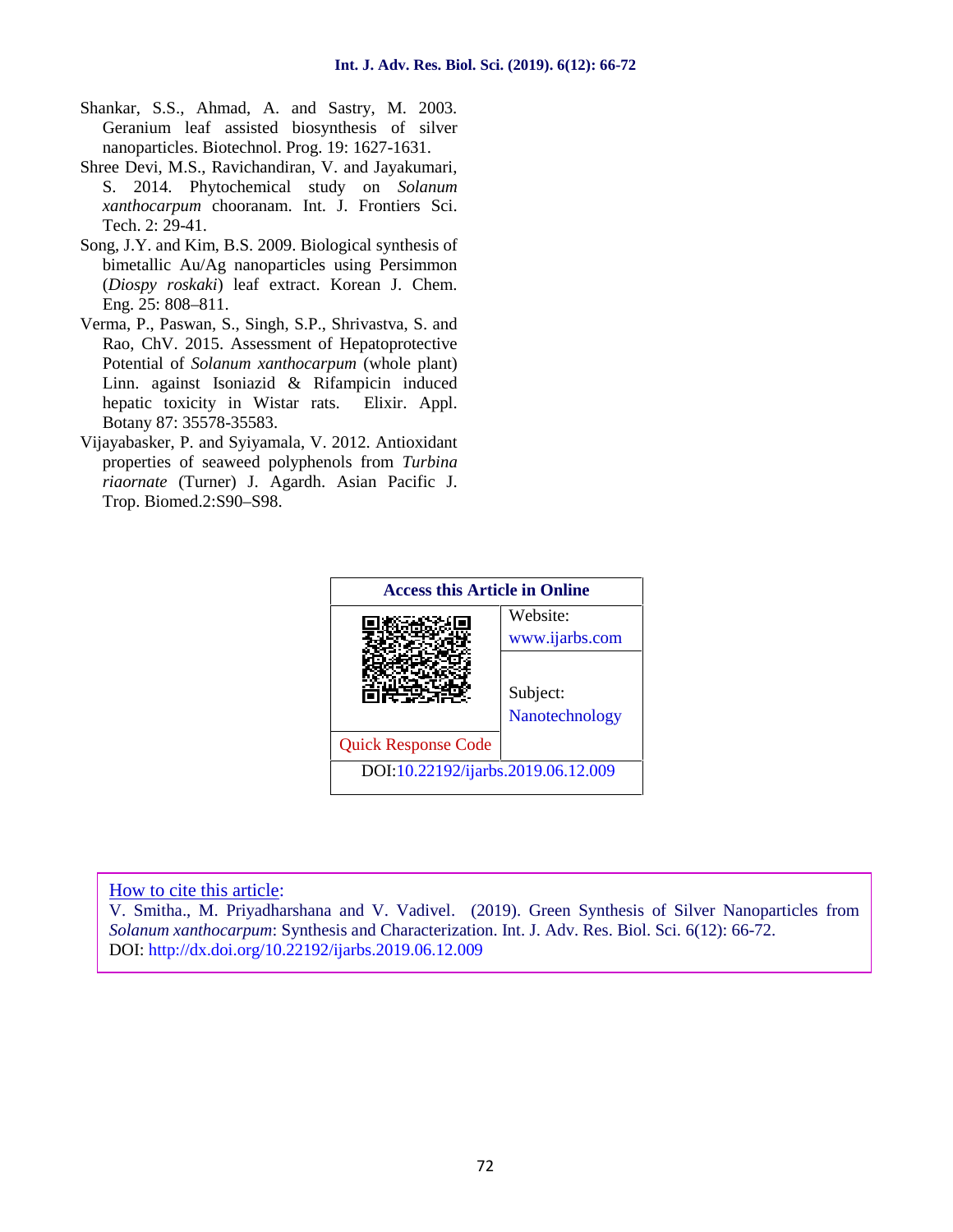Shankar, S.S., Ahmad, A. and Sastry, M. 2003. Geranium leaf assisted biosynthesis of silver nanoparticles. Biotechnol. Prog. 19: 1627-1631.

Shree Devi, M.S., Ravichandiran, V. and Jayakumari, S. 2014. Phytochemical study on *Solanum xanthocarpum* chooranam. Int. J. Frontiers Sci. Tech. 2: 29-41.

Song, J.Y. and Kim, B.S. 2009. Biological synthesis of bimetallic Au/Ag nanoparticles using Persimmon (*Diospy roskaki*) leaf extract. Korean J. Chem. Eng. 25: 808–811.

Verma, P., Paswan, S., Singh, S.P., Shrivastva, S. and Rao, ChV. 2015. Assessment of Hepatoprotective Potential of *Solanum xanthocarpum* (whole plant) Linn. against Isoniazid & Rifampicin induced hepatic toxicity in Wistar rats. Elixir. Appl. Botany 87: 35578-35583.

Vijayabasker, P. and Syiyamala, V. 2012. Antioxidant properties of seaweed polyphenols from *Turbina riaornate* (Turner) J. Agardh. Asian Pacific J. Trop. Biomed.2:S90–S98.

| Access this Article in Online | |
|---|---|
| | Website: www.ijarbs.com |
| Quick Response Code | Subject: Nanotechnology |
| DOI:10.22192/ijarbs.2019.06.12.009 | |

How to cite this article:
V. Smitha., M. Priyadharshana and V. Vadivel. (2019). Green Synthesis of Silver Nanoparticles from *Solanum xanthocarpum*: Synthesis and Characterization. Int. J. Adv. Res. Biol. Sci. 6(12): 66-72.
DOI: http://dx.doi.org/10.22192/ijarbs.2019.06.12.009